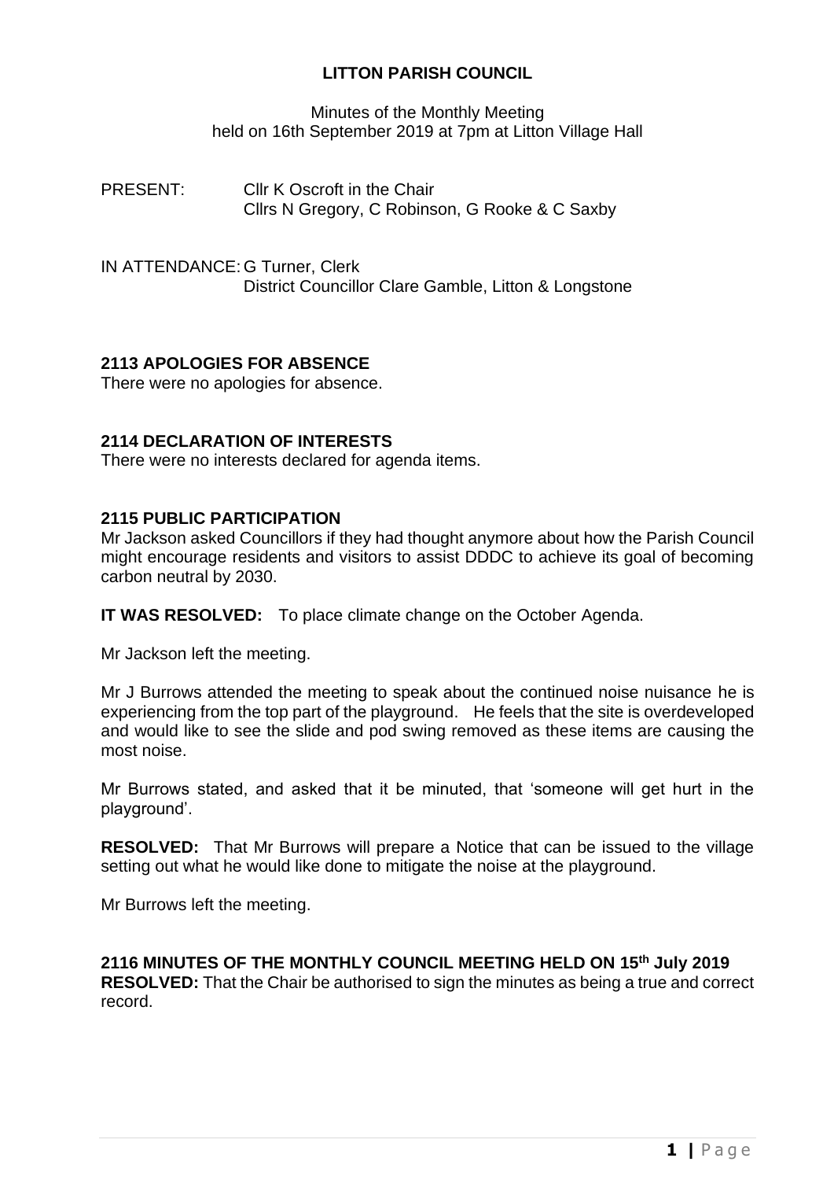# LITTON PARISH COUNCIL

Minutes of the Monthly Meeting
held on 16th September 2019 at 7pm at Litton Village Hall

PRESENT: Cllr K Oscroft in the Chair
Cllrs N Gregory, C Robinson, G Rooke & C Saxby

IN ATTENDANCE: G Turner, Clerk
District Councillor Clare Gamble, Litton & Longstone

## 2113 APOLOGIES FOR ABSENCE

There were no apologies for absence.

## 2114 DECLARATION OF INTERESTS

There were no interests declared for agenda items.

## 2115 PUBLIC PARTICIPATION

Mr Jackson asked Councillors if they had thought anymore about how the Parish Council might encourage residents and visitors to assist DDDC to achieve its goal of becoming carbon neutral by 2030.

**IT WAS RESOLVED:** To place climate change on the October Agenda.

Mr Jackson left the meeting.

Mr J Burrows attended the meeting to speak about the continued noise nuisance he is experiencing from the top part of the playground. He feels that the site is overdeveloped and would like to see the slide and pod swing removed as these items are causing the most noise.

Mr Burrows stated, and asked that it be minuted, that 'someone will get hurt in the playground'.

**RESOLVED:** That Mr Burrows will prepare a Notice that can be issued to the village setting out what he would like done to mitigate the noise at the playground.

Mr Burrows left the meeting.

## 2116 MINUTES OF THE MONTHLY COUNCIL MEETING HELD ON 15th July 2019

**RESOLVED:** That the Chair be authorised to sign the minutes as being a true and correct record.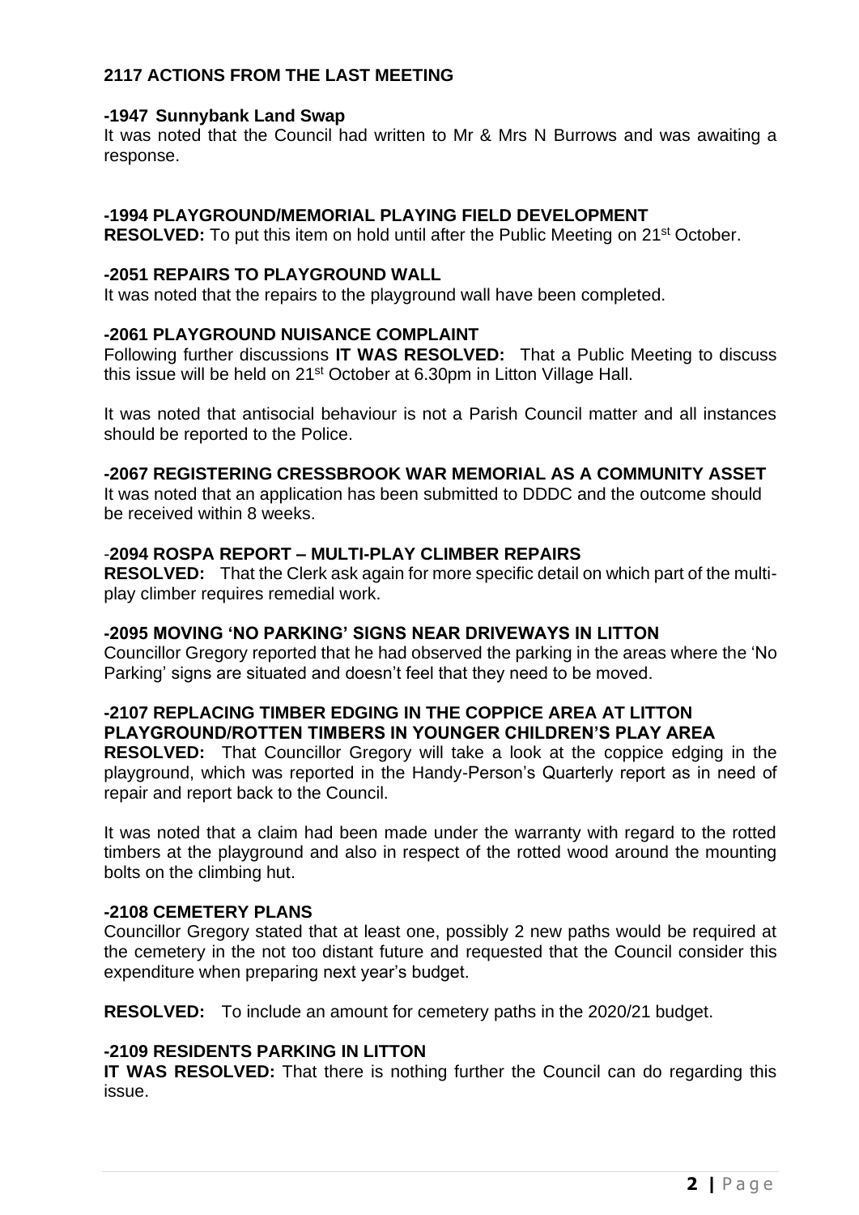## 2117 ACTIONS FROM THE LAST MEETING

### -1947 Sunnybank Land Swap

It was noted that the Council had written to Mr & Mrs N Burrows and was awaiting a response.

### -1994 PLAYGROUND/MEMORIAL PLAYING FIELD DEVELOPMENT

**RESOLVED:** To put this item on hold until after the Public Meeting on 21st October.

### -2051 REPAIRS TO PLAYGROUND WALL

It was noted that the repairs to the playground wall have been completed.

### -2061 PLAYGROUND NUISANCE COMPLAINT

Following further discussions **IT WAS RESOLVED:** That a Public Meeting to discuss this issue will be held on 21st October at 6.30pm in Litton Village Hall.

It was noted that antisocial behaviour is not a Parish Council matter and all instances should be reported to the Police.

### -2067 REGISTERING CRESSBROOK WAR MEMORIAL AS A COMMUNITY ASSET

It was noted that an application has been submitted to DDDC and the outcome should be received within 8 weeks.

### -2094 ROSPA REPORT – MULTI-PLAY CLIMBER REPAIRS

**RESOLVED:** That the Clerk ask again for more specific detail on which part of the multi-play climber requires remedial work.

### -2095 MOVING 'NO PARKING' SIGNS NEAR DRIVEWAYS IN LITTON

Councillor Gregory reported that he had observed the parking in the areas where the 'No Parking' signs are situated and doesn't feel that they need to be moved.

### -2107 REPLACING TIMBER EDGING IN THE COPPICE AREA AT LITTON PLAYGROUND/ROTTEN TIMBERS IN YOUNGER CHILDREN'S PLAY AREA

**RESOLVED:** That Councillor Gregory will take a look at the coppice edging in the playground, which was reported in the Handy-Person's Quarterly report as in need of repair and report back to the Council.

It was noted that a claim had been made under the warranty with regard to the rotted timbers at the playground and also in respect of the rotted wood around the mounting bolts on the climbing hut.

### -2108 CEMETERY PLANS

Councillor Gregory stated that at least one, possibly 2 new paths would be required at the cemetery in the not too distant future and requested that the Council consider this expenditure when preparing next year's budget.

**RESOLVED:** To include an amount for cemetery paths in the 2020/21 budget.

### -2109 RESIDENTS PARKING IN LITTON

**IT WAS RESOLVED:** That there is nothing further the Council can do regarding this issue.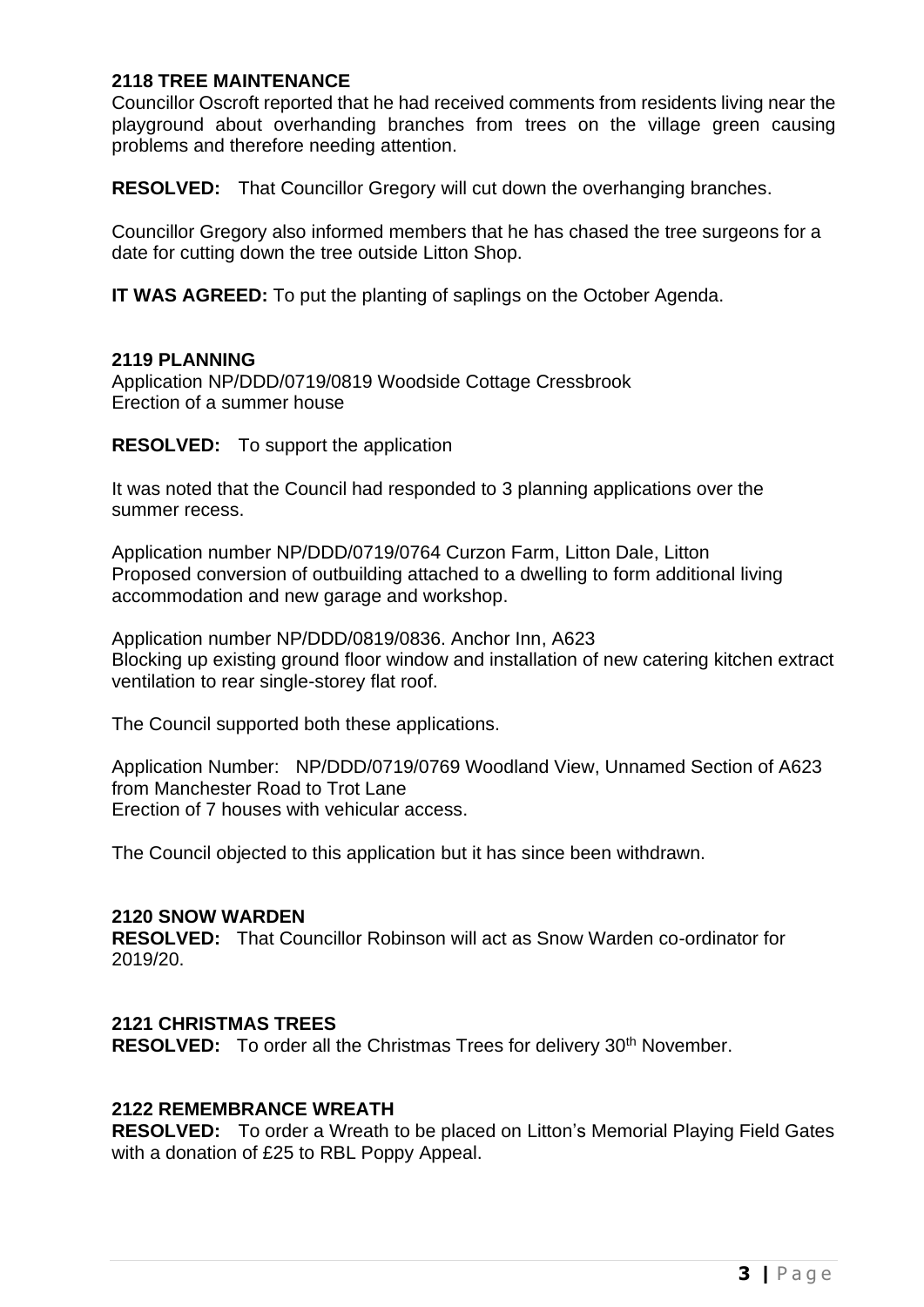## 2118 TREE MAINTENANCE

Councillor Oscroft reported that he had received comments from residents living near the playground about overhanding branches from trees on the village green causing problems and therefore needing attention.

**RESOLVED:** That Councillor Gregory will cut down the overhanging branches.

Councillor Gregory also informed members that he has chased the tree surgeons for a date for cutting down the tree outside Litton Shop.

**IT WAS AGREED:** To put the planting of saplings on the October Agenda.

## 2119 PLANNING

Application NP/DDD/0719/0819 Woodside Cottage Cressbrook
Erection of a summer house

**RESOLVED:** To support the application

It was noted that the Council had responded to 3 planning applications over the summer recess.

Application number NP/DDD/0719/0764 Curzon Farm, Litton Dale, Litton
Proposed conversion of outbuilding attached to a dwelling to form additional living accommodation and new garage and workshop.

Application number NP/DDD/0819/0836. Anchor Inn, A623
Blocking up existing ground floor window and installation of new catering kitchen extract ventilation to rear single-storey flat roof.

The Council supported both these applications.

Application Number: NP/DDD/0719/0769 Woodland View, Unnamed Section of A623 from Manchester Road to Trot Lane
Erection of 7 houses with vehicular access.

The Council objected to this application but it has since been withdrawn.

## 2120 SNOW WARDEN

**RESOLVED:** That Councillor Robinson will act as Snow Warden co-ordinator for 2019/20.

## 2121 CHRISTMAS TREES

**RESOLVED:** To order all the Christmas Trees for delivery 30th November.

## 2122 REMEMBRANCE WREATH

**RESOLVED:** To order a Wreath to be placed on Litton's Memorial Playing Field Gates with a donation of £25 to RBL Poppy Appeal.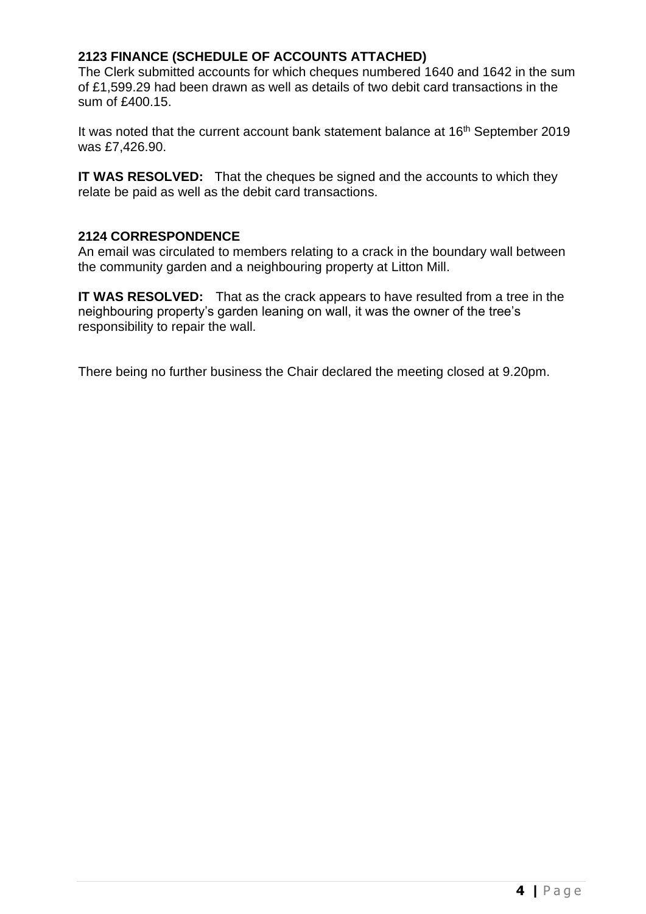### 2123 FINANCE (SCHEDULE OF ACCOUNTS ATTACHED)

The Clerk submitted accounts for which cheques numbered 1640 and 1642 in the sum of £1,599.29 had been drawn as well as details of two debit card transactions in the sum of £400.15.

It was noted that the current account bank statement balance at 16th September 2019 was £7,426.90.

**IT WAS RESOLVED:** That the cheques be signed and the accounts to which they relate be paid as well as the debit card transactions.

### 2124 CORRESPONDENCE

An email was circulated to members relating to a crack in the boundary wall between the community garden and a neighbouring property at Litton Mill.

**IT WAS RESOLVED:** That as the crack appears to have resulted from a tree in the neighbouring property's garden leaning on wall, it was the owner of the tree's responsibility to repair the wall.

There being no further business the Chair declared the meeting closed at 9.20pm.